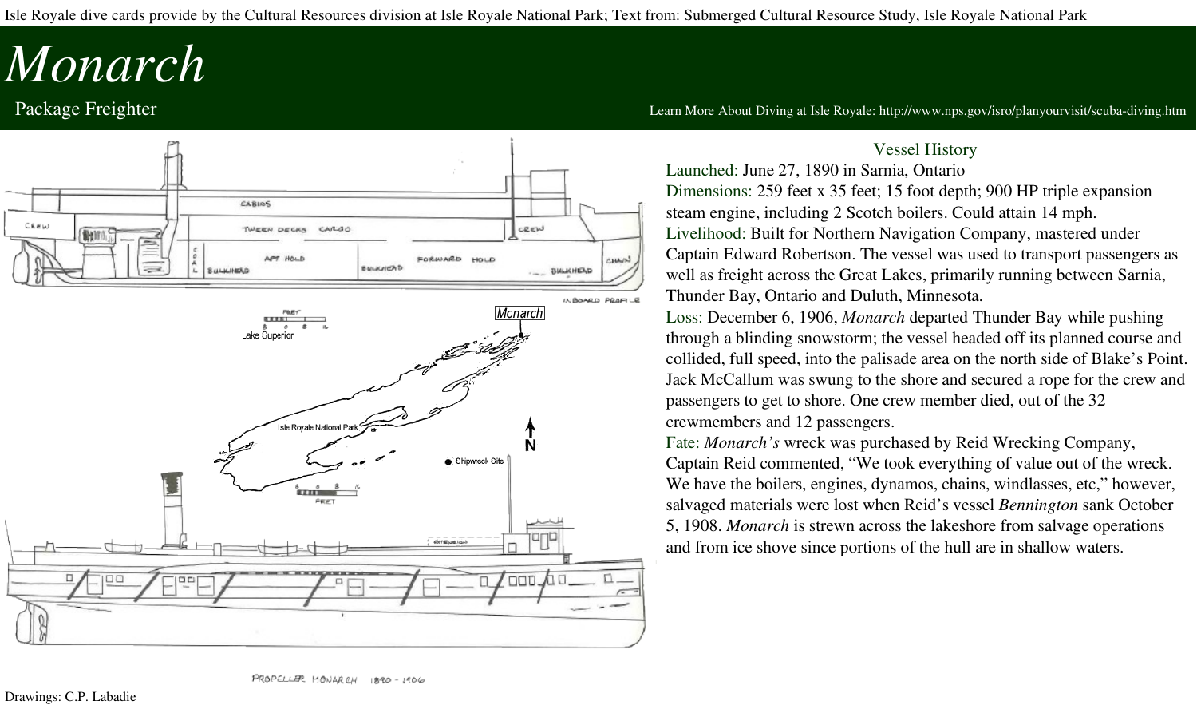Isle Royale dive cards provide by the Cultural Resources division at Isle Royale National Park; Text from: Submerged Cultural Resource Study, Isle Royale National Park

# *Monarch*

Package Freighter

Learn More About Diving at Isle Royale: http://www.nps.gov/isro/planyourvisit/scuba-diving.htm

## Vessel History

Launched: June 27, 1890 in Sarnia, Ontario

Dimensions: 259 feet x 35 feet; 15 foot depth; 900 HP triple expansion steam engine, including 2 Scotch boilers. Could attain 14 mph.

Livelihood: Built for Northern Navigation Company, mastered under Captain Edward Robertson. The vessel was used to transport passengers as well as freight across the Great Lakes, primarily running between Sarnia, Thunder Bay, Ontario and Duluth, Minnesota.

Loss: December 6, 1906, *Monarch* departed Thunder Bay while pushing through a blinding snowstorm; the vessel headed off its planned course and collided, full speed, into the palisade area on the north side of Blake's Point. Jack McCallum was swung to the shore and secured a rope for the crew and passengers to get to shore. One crew member died, out of the 32 crewmembers and 12 passengers.

Fate: *Monarch's* wreck was purchased by Reid Wrecking Company, Captain Reid commented, "We took everything of value out of the wreck. We have the boilers, engines, dynamos, chains, windlasses, etc," however, salvaged materials were lost when Reid's vessel *Bennington* sank October 5, 1908. *Monarch* is strewn across the lakeshore from salvage operations and from ice shove since portions of the hull are in shallow waters.

PROPELLER MONARCH 1890 - 1906

Drawings: C.P. Labadie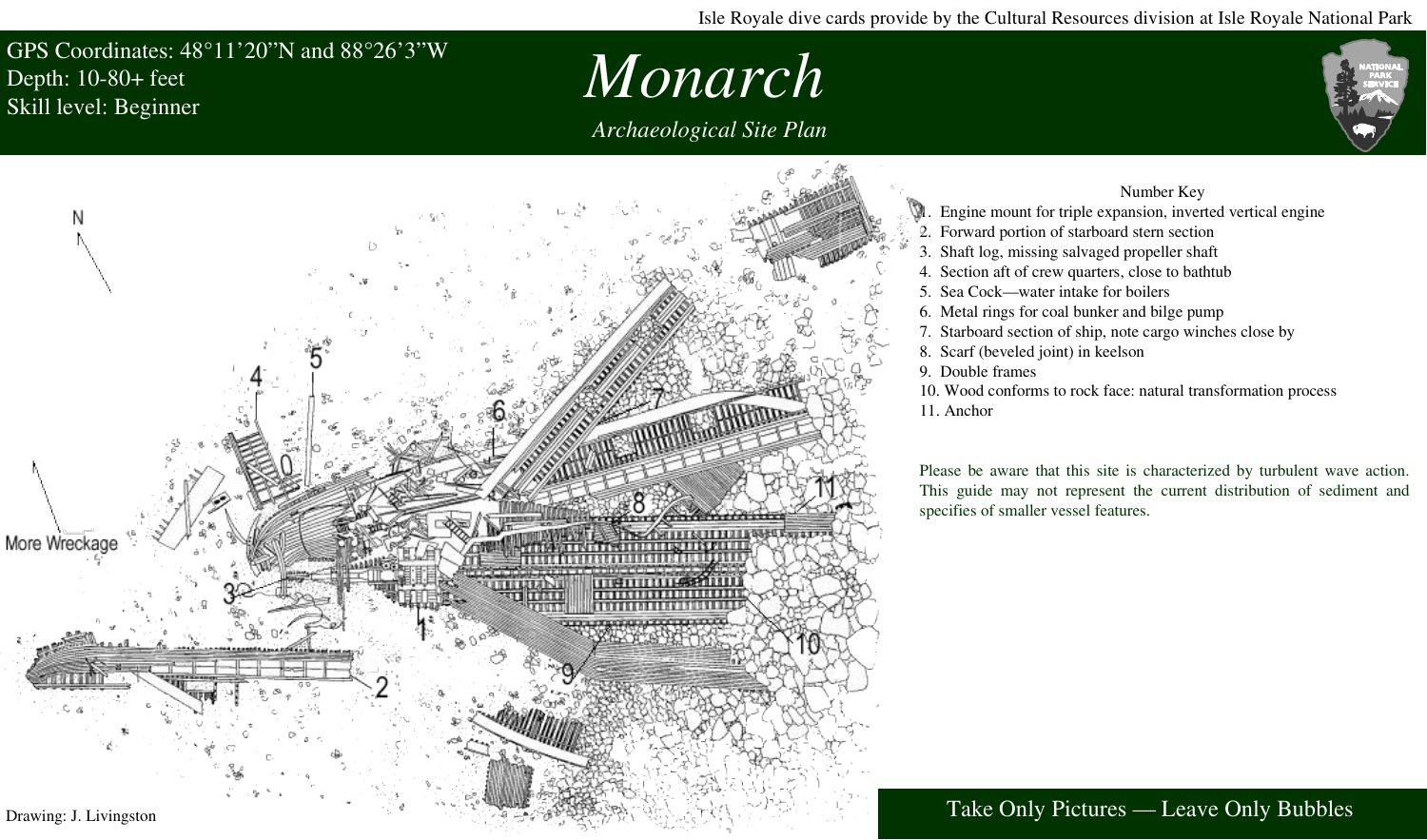Isle Royale dive cards provide by the Cultural Resources division at Isle Royale National Park

GPS Coordinates: 48°11'20"N and 88°26'3"W
Depth: 10-80+ feet
Skill level: Beginner

# *Monarch*

*Archaeological Site Plan*

N

More Wreckage

Drawing: J. Livingston

Number Key

1. Engine mount for triple expansion, inverted vertical engine
2. Forward portion of starboard stern section
3. Shaft log, missing salvaged propeller shaft
4. Section aft of crew quarters, close to bathtub
5. Sea Cock—water intake for boilers
6. Metal rings for coal bunker and bilge pump
7. Starboard section of ship, note cargo winches close by
8. Scarf (beveled joint) in keelson
9. Double frames
10. Wood conforms to rock face: natural transformation process
11. Anchor

Please be aware that this site is characterized by turbulent wave action. This guide may not represent the current distribution of sediment and specifics of smaller vessel features.

Take Only Pictures — Leave Only Bubbles